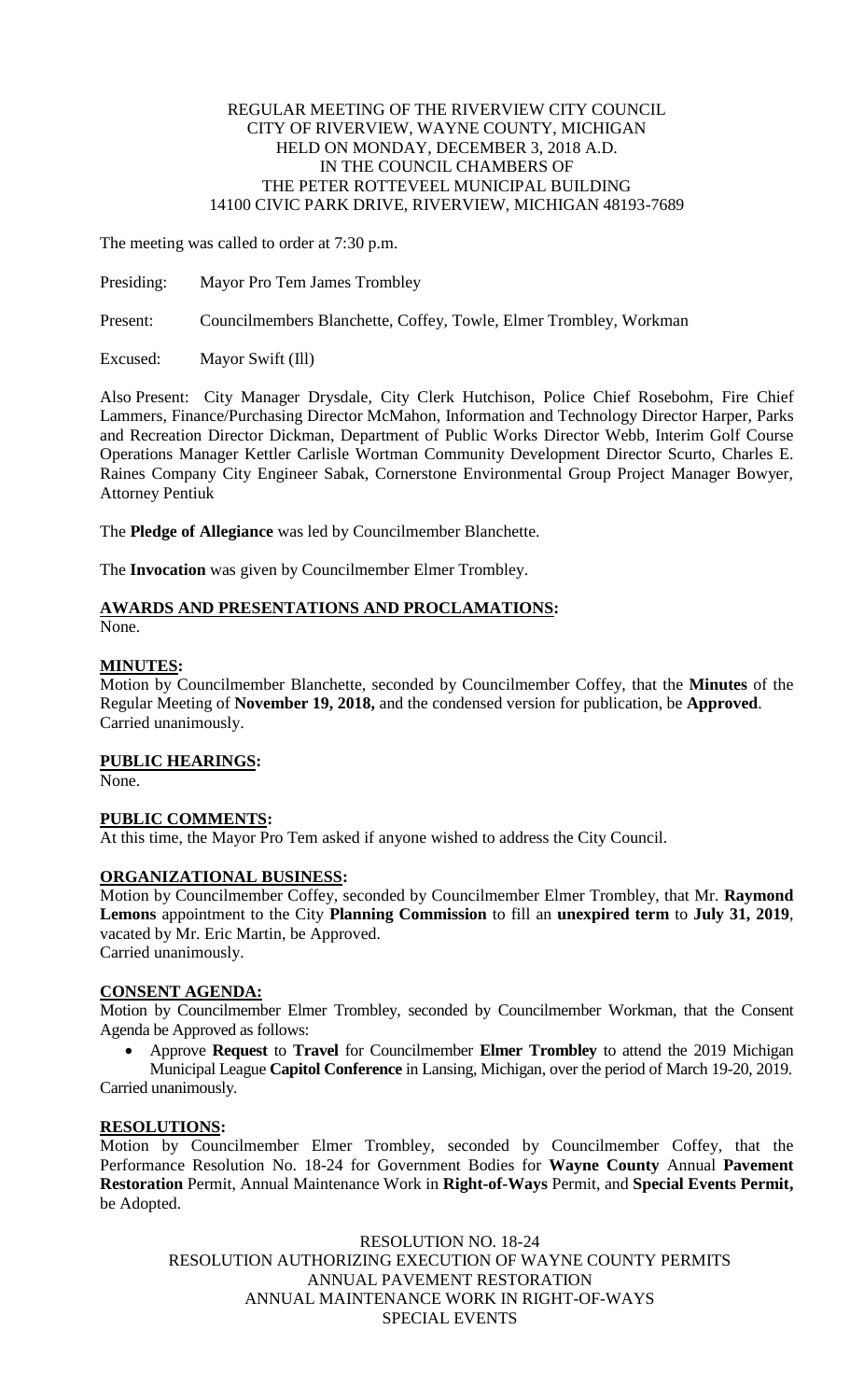REGULAR MEETING OF THE RIVERVIEW CITY COUNCIL
CITY OF RIVERVIEW, WAYNE COUNTY, MICHIGAN
HELD ON MONDAY, DECEMBER 3, 2018 A.D.
IN THE COUNCIL CHAMBERS OF
THE PETER ROTTEVEEL MUNICIPAL BUILDING
14100 CIVIC PARK DRIVE, RIVERVIEW, MICHIGAN 48193-7689

The meeting was called to order at 7:30 p.m.

Presiding: Mayor Pro Tem James Trombley

Present: Councilmembers Blanchette, Coffey, Towle, Elmer Trombley, Workman

Excused: Mayor Swift (Ill)

Also Present: City Manager Drysdale, City Clerk Hutchison, Police Chief Rosebohm, Fire Chief Lammers, Finance/Purchasing Director McMahon, Information and Technology Director Harper, Parks and Recreation Director Dickman, Department of Public Works Director Webb, Interim Golf Course Operations Manager Kettler Carlisle Wortman Community Development Director Scurto, Charles E. Raines Company City Engineer Sabak, Cornerstone Environmental Group Project Manager Bowyer, Attorney Pentiuk

The **Pledge of Allegiance** was led by Councilmember Blanchette.

The **Invocation** was given by Councilmember Elmer Trombley.

**AWARDS AND PRESENTATIONS AND PROCLAMATIONS:**
None.

**MINUTES:**
Motion by Councilmember Blanchette, seconded by Councilmember Coffey, that the **Minutes** of the Regular Meeting of **November 19, 2018,** and the condensed version for publication, be **Approved**.
Carried unanimously.

**PUBLIC HEARINGS:**
None.

**PUBLIC COMMENTS:**
At this time, the Mayor Pro Tem asked if anyone wished to address the City Council.

**ORGANIZATIONAL BUSINESS:**
Motion by Councilmember Coffey, seconded by Councilmember Elmer Trombley, that Mr. **Raymond Lemons** appointment to the City **Planning Commission** to fill an **unexpired term** to **July 31, 2019**, vacated by Mr. Eric Martin, be Approved.
Carried unanimously.

**CONSENT AGENDA:**
Motion by Councilmember Elmer Trombley, seconded by Councilmember Workman, that the Consent Agenda be Approved as follows:

- Approve **Request** to **Travel** for Councilmember **Elmer Trombley** to attend the 2019 Michigan Municipal League **Capitol Conference** in Lansing, Michigan, over the period of March 19-20, 2019.

Carried unanimously.

**RESOLUTIONS:**
Motion by Councilmember Elmer Trombley, seconded by Councilmember Coffey, that the Performance Resolution No. 18-24 for Government Bodies for **Wayne County** Annual **Pavement Restoration** Permit, Annual Maintenance Work in **Right-of-Ways** Permit, and **Special Events Permit,** be Adopted.

RESOLUTION NO. 18-24
RESOLUTION AUTHORIZING EXECUTION OF WAYNE COUNTY PERMITS
ANNUAL PAVEMENT RESTORATION
ANNUAL MAINTENANCE WORK IN RIGHT-OF-WAYS
SPECIAL EVENTS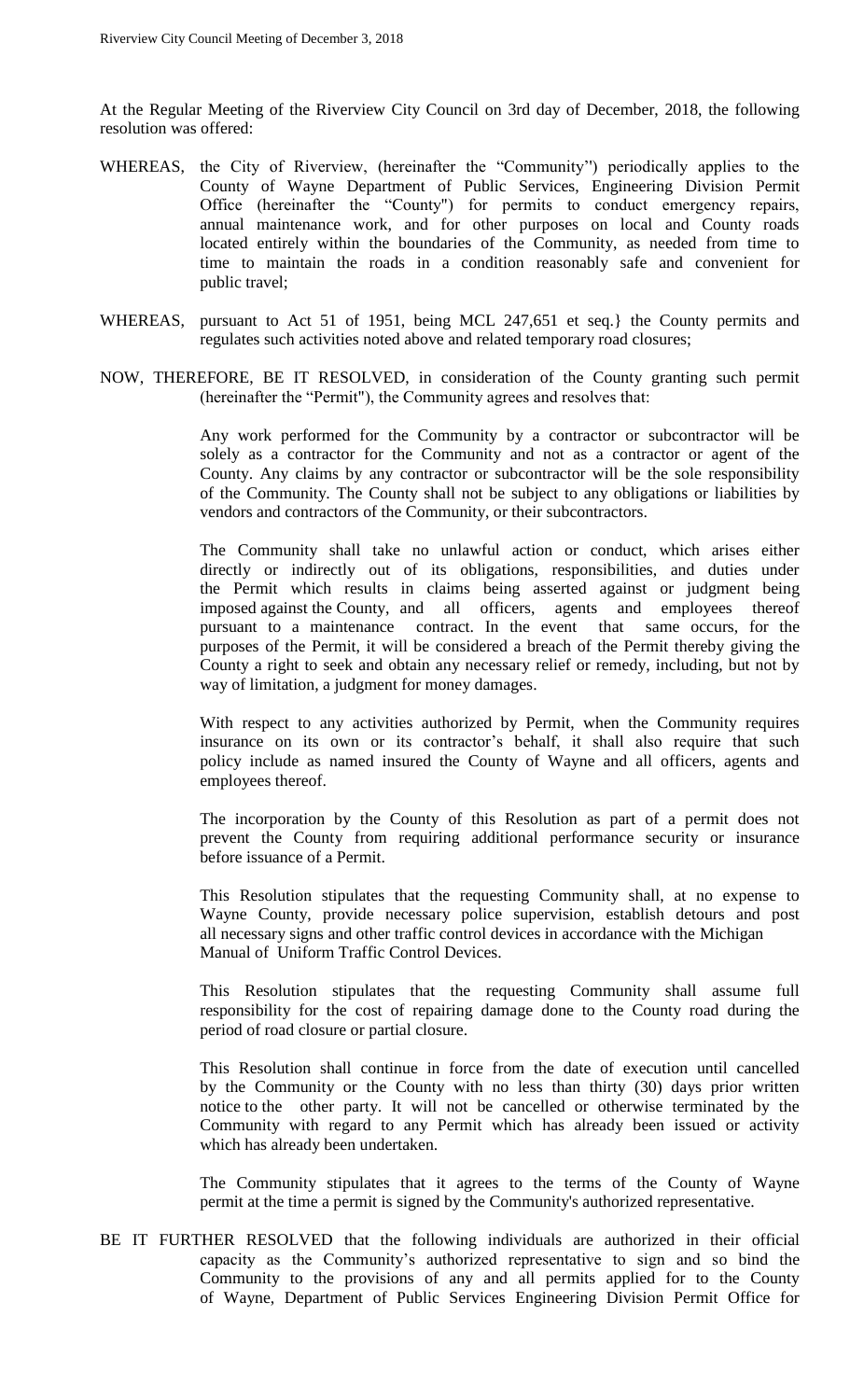At the Regular Meeting of the Riverview City Council on 3rd day of December, 2018, the following resolution was offered:

WHEREAS, the City of Riverview, (hereinafter the "Community") periodically applies to the County of Wayne Department of Public Services, Engineering Division Permit Office (hereinafter the "County") for permits to conduct emergency repairs, annual maintenance work, and for other purposes on local and County roads located entirely within the boundaries of the Community, as needed from time to time to maintain the roads in a condition reasonably safe and convenient for public travel;

WHEREAS, pursuant to Act 51 of 1951, being MCL 247,651 et seq.} the County permits and regulates such activities noted above and related temporary road closures;

NOW, THEREFORE, BE IT RESOLVED, in consideration of the County granting such permit (hereinafter the "Permit"), the Community agrees and resolves that:

Any work performed for the Community by a contractor or subcontractor will be solely as a contractor for the Community and not as a contractor or agent of the County. Any claims by any contractor or subcontractor will be the sole responsibility of the Community. The County shall not be subject to any obligations or liabilities by vendors and contractors of the Community, or their subcontractors.

The Community shall take no unlawful action or conduct, which arises either directly or indirectly out of its obligations, responsibilities, and duties under the Permit which results in claims being asserted against or judgment being imposed against the County, and all officers, agents and employees thereof pursuant to a maintenance contract. In the event that same occurs, for the purposes of the Permit, it will be considered a breach of the Permit thereby giving the County a right to seek and obtain any necessary relief or remedy, including, but not by way of limitation, a judgment for money damages.

With respect to any activities authorized by Permit, when the Community requires insurance on its own or its contractor's behalf, it shall also require that such policy include as named insured the County of Wayne and all officers, agents and employees thereof.

The incorporation by the County of this Resolution as part of a permit does not prevent the County from requiring additional performance security or insurance before issuance of a Permit.

This Resolution stipulates that the requesting Community shall, at no expense to Wayne County, provide necessary police supervision, establish detours and post all necessary signs and other traffic control devices in accordance with the Michigan Manual of Uniform Traffic Control Devices.

This Resolution stipulates that the requesting Community shall assume full responsibility for the cost of repairing damage done to the County road during the period of road closure or partial closure.

This Resolution shall continue in force from the date of execution until cancelled by the Community or the County with no less than thirty (30) days prior written notice to the other party. It will not be cancelled or otherwise terminated by the Community with regard to any Permit which has already been issued or activity which has already been undertaken.

The Community stipulates that it agrees to the terms of the County of Wayne permit at the time a permit is signed by the Community's authorized representative.

BE IT FURTHER RESOLVED that the following individuals are authorized in their official capacity as the Community's authorized representative to sign and so bind the Community to the provisions of any and all permits applied for to the County of Wayne, Department of Public Services Engineering Division Permit Office for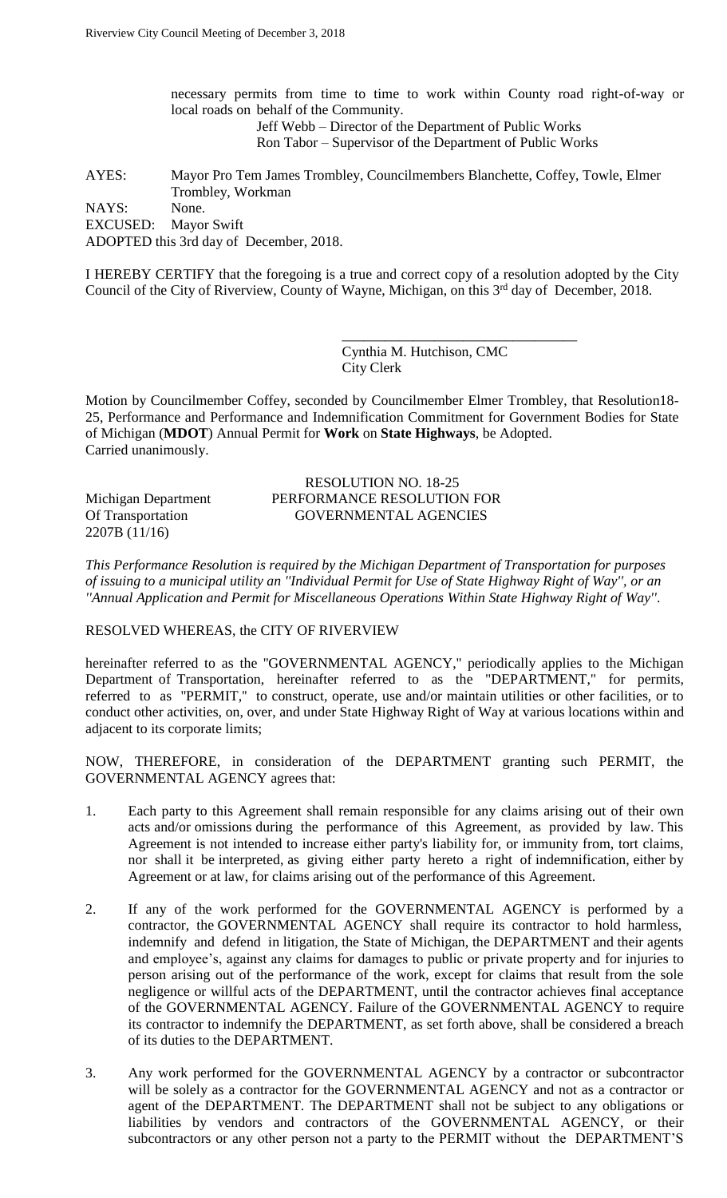necessary permits from time to time to work within County road right-of-way or local roads on behalf of the Community.

Jeff Webb – Director of the Department of Public Works
Ron Tabor – Supervisor of the Department of Public Works

AYES: Mayor Pro Tem James Trombley, Councilmembers Blanchette, Coffey, Towle, Elmer Trombley, Workman
NAYS: None.
EXCUSED: Mayor Swift
ADOPTED this 3rd day of December, 2018.

I HEREBY CERTIFY that the foregoing is a true and correct copy of a resolution adopted by the City Council of the City of Riverview, County of Wayne, Michigan, on this 3rd day of December, 2018.

\_\_\_\_\_\_\_\_\_\_\_\_\_\_\_\_\_\_\_\_\_\_\_\_\_\_\_\_\_\_\_\_\_
Cynthia M. Hutchison, CMC
City Clerk

Motion by Councilmember Coffey, seconded by Councilmember Elmer Trombley, that Resolution18-25, Performance and Performance and Indemnification Commitment for Government Bodies for State of Michigan (**MDOT**) Annual Permit for **Work** on **State Highways**, be Adopted.
Carried unanimously.

RESOLUTION NO. 18-25

Michigan Department Of Transportation 2207B (11/16)

PERFORMANCE RESOLUTION FOR GOVERNMENTAL AGENCIES

*This Performance Resolution is required by the Michigan Department of Transportation for purposes of issuing to a municipal utility an "Individual Permit for Use of State Highway Right of Way", or an "Annual Application and Permit for Miscellaneous Operations Within State Highway Right of Way".*

RESOLVED WHEREAS, the CITY OF RIVERVIEW

hereinafter referred to as the "GOVERNMENTAL AGENCY," periodically applies to the Michigan Department of Transportation, hereinafter referred to as the "DEPARTMENT," for permits, referred to as "PERMIT," to construct, operate, use and/or maintain utilities or other facilities, or to conduct other activities, on, over, and under State Highway Right of Way at various locations within and adjacent to its corporate limits;

NOW, THEREFORE, in consideration of the DEPARTMENT granting such PERMIT, the GOVERNMENTAL AGENCY agrees that:

1. Each party to this Agreement shall remain responsible for any claims arising out of their own acts and/or omissions during the performance of this Agreement, as provided by law. This Agreement is not intended to increase either party's liability for, or immunity from, tort claims, nor shall it be interpreted, as giving either party hereto a right of indemnification, either by Agreement or at law, for claims arising out of the performance of this Agreement.

2. If any of the work performed for the GOVERNMENTAL AGENCY is performed by a contractor, the GOVERNMENTAL AGENCY shall require its contractor to hold harmless, indemnify and defend in litigation, the State of Michigan, the DEPARTMENT and their agents and employee's, against any claims for damages to public or private property and for injuries to person arising out of the performance of the work, except for claims that result from the sole negligence or willful acts of the DEPARTMENT, until the contractor achieves final acceptance of the GOVERNMENTAL AGENCY. Failure of the GOVERNMENTAL AGENCY to require its contractor to indemnify the DEPARTMENT, as set forth above, shall be considered a breach of its duties to the DEPARTMENT.

3. Any work performed for the GOVERNMENTAL AGENCY by a contractor or subcontractor will be solely as a contractor for the GOVERNMENTAL AGENCY and not as a contractor or agent of the DEPARTMENT. The DEPARTMENT shall not be subject to any obligations or liabilities by vendors and contractors of the GOVERNMENTAL AGENCY, or their subcontractors or any other person not a party to the PERMIT without the DEPARTMENT'S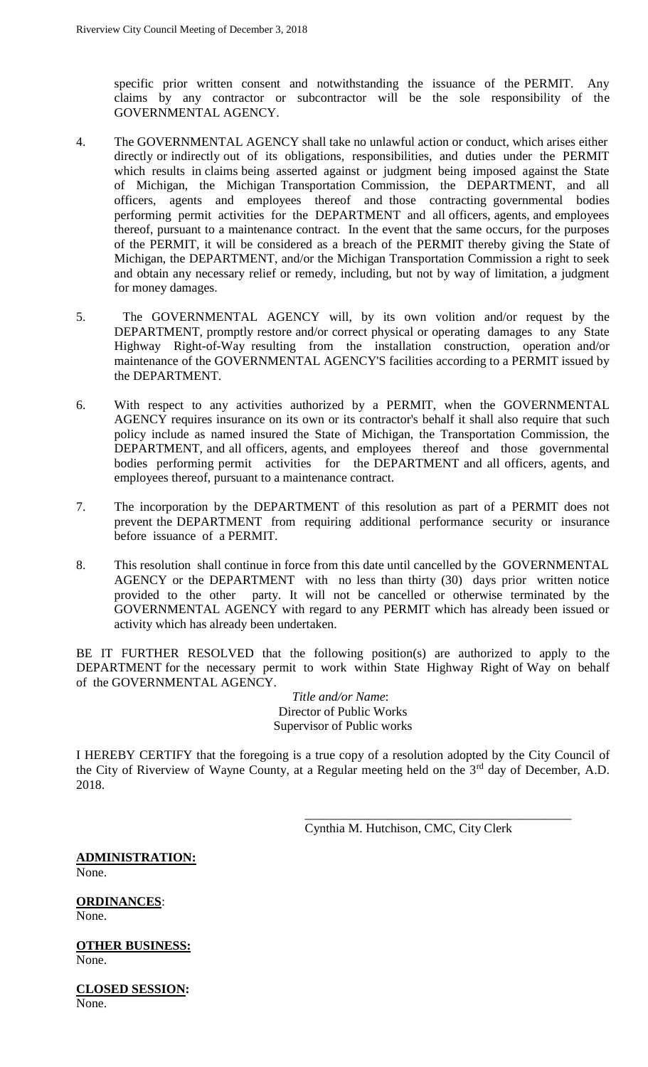specific prior written consent and notwithstanding the issuance of the PERMIT. Any claims by any contractor or subcontractor will be the sole responsibility of the GOVERNMENTAL AGENCY.

4. The GOVERNMENTAL AGENCY shall take no unlawful action or conduct, which arises either directly or indirectly out of its obligations, responsibilities, and duties under the PERMIT which results in claims being asserted against or judgment being imposed against the State of Michigan, the Michigan Transportation Commission, the DEPARTMENT, and all officers, agents and employees thereof and those contracting governmental bodies performing permit activities for the DEPARTMENT and all officers, agents, and employees thereof, pursuant to a maintenance contract. In the event that the same occurs, for the purposes of the PERMIT, it will be considered as a breach of the PERMIT thereby giving the State of Michigan, the DEPARTMENT, and/or the Michigan Transportation Commission a right to seek and obtain any necessary relief or remedy, including, but not by way of limitation, a judgment for money damages.

5. The GOVERNMENTAL AGENCY will, by its own volition and/or request by the DEPARTMENT, promptly restore and/or correct physical or operating damages to any State Highway Right-of-Way resulting from the installation construction, operation and/or maintenance of the GOVERNMENTAL AGENCY'S facilities according to a PERMIT issued by the DEPARTMENT.

6. With respect to any activities authorized by a PERMIT, when the GOVERNMENTAL AGENCY requires insurance on its own or its contractor's behalf it shall also require that such policy include as named insured the State of Michigan, the Transportation Commission, the DEPARTMENT, and all officers, agents, and employees thereof and those governmental bodies performing permit activities for the DEPARTMENT and all officers, agents, and employees thereof, pursuant to a maintenance contract.

7. The incorporation by the DEPARTMENT of this resolution as part of a PERMIT does not prevent the DEPARTMENT from requiring additional performance security or insurance before issuance of a PERMIT.

8. This resolution shall continue in force from this date until cancelled by the GOVERNMENTAL AGENCY or the DEPARTMENT with no less than thirty (30) days prior written notice provided to the other party. It will not be cancelled or otherwise terminated by the GOVERNMENTAL AGENCY with regard to any PERMIT which has already been issued or activity which has already been undertaken.

BE IT FURTHER RESOLVED that the following position(s) are authorized to apply to the DEPARTMENT for the necessary permit to work within State Highway Right of Way on behalf of the GOVERNMENTAL AGENCY.

*Title and/or Name*:
Director of Public Works
Supervisor of Public works

I HEREBY CERTIFY that the foregoing is a true copy of a resolution adopted by the City Council of the City of Riverview of Wayne County, at a Regular meeting held on the 3rd day of December, A.D. 2018.

\_\_\_\_\_\_\_\_\_\_\_\_\_\_\_\_\_\_\_\_\_\_\_\_\_\_\_\_\_\_\_\_\_\_\_\_\_\_\_\_\_\_
Cynthia M. Hutchison, CMC, City Clerk

**ADMINISTRATION:**
None.

**ORDINANCES**:
None.

**OTHER BUSINESS:**
None.

**CLOSED SESSION:**
None.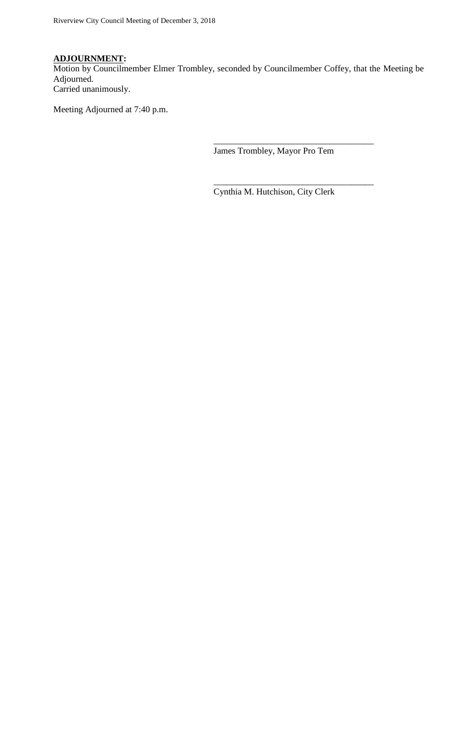**ADJOURNMENT:**
Motion by Councilmember Elmer Trombley, seconded by Councilmember Coffey, that the Meeting be Adjourned.
Carried unanimously.

Meeting Adjourned at 7:40 p.m.

___________________________________
James Trombley, Mayor Pro Tem

___________________________________
Cynthia M. Hutchison, City Clerk